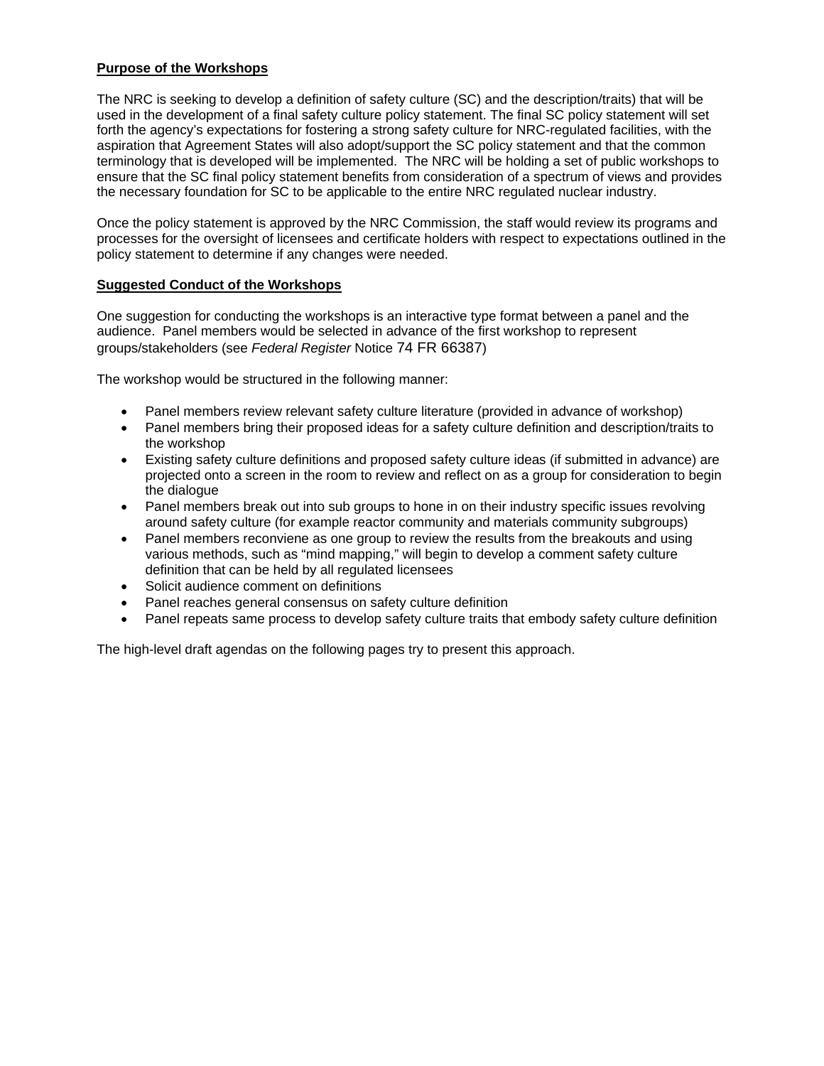**Purpose of the Workshops**

The NRC is seeking to develop a definition of safety culture (SC) and the description/traits) that will be used in the development of a final safety culture policy statement. The final SC policy statement will set forth the agency's expectations for fostering a strong safety culture for NRC-regulated facilities, with the aspiration that Agreement States will also adopt/support the SC policy statement and that the common terminology that is developed will be implemented. The NRC will be holding a set of public workshops to ensure that the SC final policy statement benefits from consideration of a spectrum of views and provides the necessary foundation for SC to be applicable to the entire NRC regulated nuclear industry.

Once the policy statement is approved by the NRC Commission, the staff would review its programs and processes for the oversight of licensees and certificate holders with respect to expectations outlined in the policy statement to determine if any changes were needed.

**Suggested Conduct of the Workshops**

One suggestion for conducting the workshops is an interactive type format between a panel and the audience. Panel members would be selected in advance of the first workshop to represent groups/stakeholders (see *Federal Register* Notice 74 FR 66387)

The workshop would be structured in the following manner:

- Panel members review relevant safety culture literature (provided in advance of workshop)
- Panel members bring their proposed ideas for a safety culture definition and description/traits to the workshop
- Existing safety culture definitions and proposed safety culture ideas (if submitted in advance) are projected onto a screen in the room to review and reflect on as a group for consideration to begin the dialogue
- Panel members break out into sub groups to hone in on their industry specific issues revolving around safety culture (for example reactor community and materials community subgroups)
- Panel members reconviene as one group to review the results from the breakouts and using various methods, such as "mind mapping," will begin to develop a comment safety culture definition that can be held by all regulated licensees
- Solicit audience comment on definitions
- Panel reaches general consensus on safety culture definition
- Panel repeats same process to develop safety culture traits that embody safety culture definition

The high-level draft agendas on the following pages try to present this approach.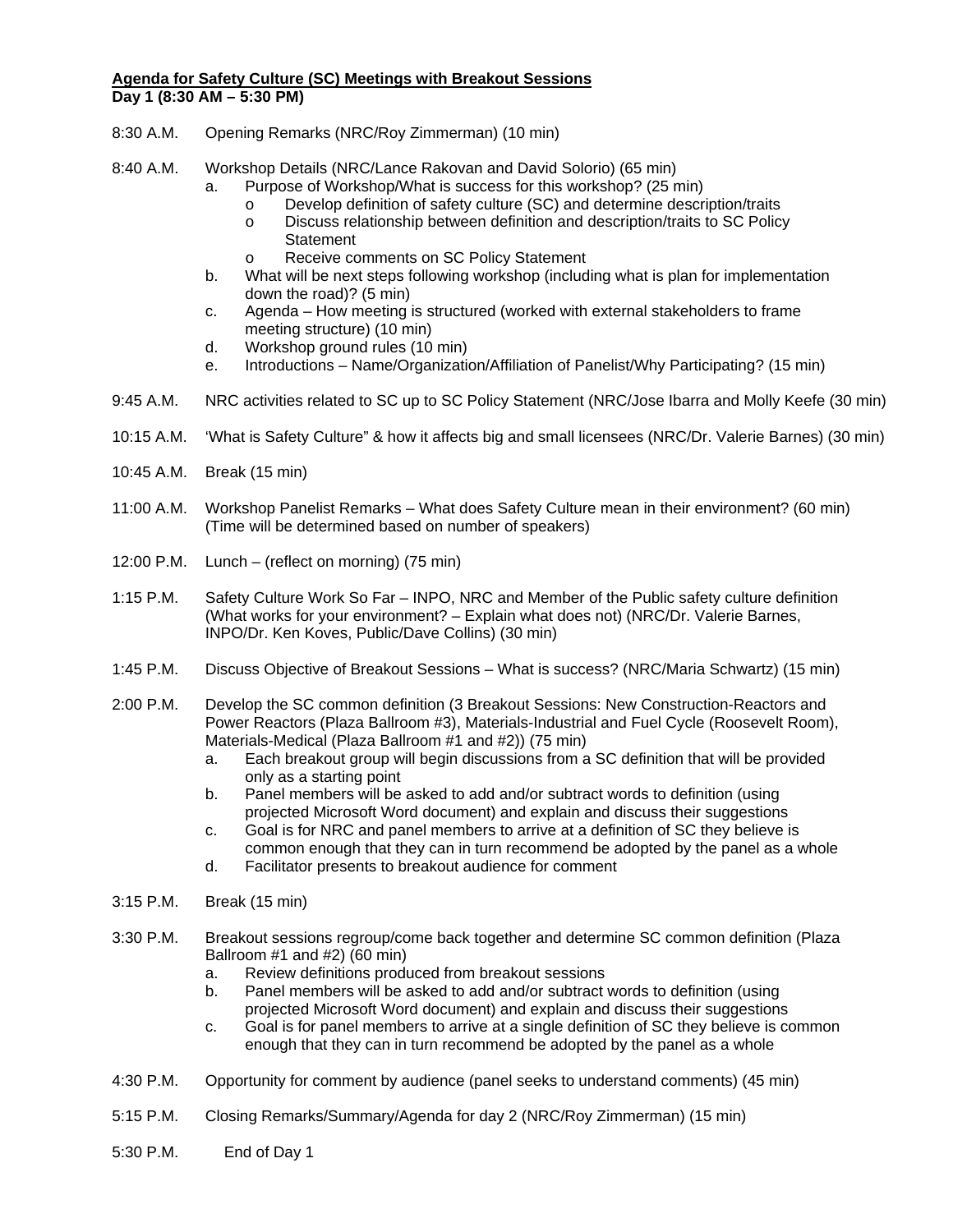**Agenda for Safety Culture (SC) Meetings with Breakout Sessions**
**Day 1 (8:30 AM – 5:30 PM)**

8:30 A.M. Opening Remarks (NRC/Roy Zimmerman) (10 min)

8:40 A.M. Workshop Details (NRC/Lance Rakovan and David Solorio) (65 min)

a. Purpose of Workshop/What is success for this workshop? (25 min)
   - o Develop definition of safety culture (SC) and determine description/traits
   - o Discuss relationship between definition and description/traits to SC Policy Statement
   - o Receive comments on SC Policy Statement

b. What will be next steps following workshop (including what is plan for implementation down the road)? (5 min)

c. Agenda – How meeting is structured (worked with external stakeholders to frame meeting structure) (10 min)

d. Workshop ground rules (10 min)

e. Introductions – Name/Organization/Affiliation of Panelist/Why Participating? (15 min)

9:45 A.M. NRC activities related to SC up to SC Policy Statement (NRC/Jose Ibarra and Molly Keefe (30 min)

10:15 A.M. 'What is Safety Culture" & how it affects big and small licensees (NRC/Dr. Valerie Barnes) (30 min)

10:45 A.M. Break (15 min)

11:00 A.M. Workshop Panelist Remarks – What does Safety Culture mean in their environment? (60 min) (Time will be determined based on number of speakers)

12:00 P.M. Lunch – (reflect on morning) (75 min)

1:15 P.M. Safety Culture Work So Far – INPO, NRC and Member of the Public safety culture definition (What works for your environment? – Explain what does not) (NRC/Dr. Valerie Barnes, INPO/Dr. Ken Koves, Public/Dave Collins) (30 min)

1:45 P.M. Discuss Objective of Breakout Sessions – What is success? (NRC/Maria Schwartz) (15 min)

2:00 P.M. Develop the SC common definition (3 Breakout Sessions: New Construction-Reactors and Power Reactors (Plaza Ballroom #3), Materials-Industrial and Fuel Cycle (Roosevelt Room), Materials-Medical (Plaza Ballroom #1 and #2)) (75 min)

a. Each breakout group will begin discussions from a SC definition that will be provided only as a starting point

b. Panel members will be asked to add and/or subtract words to definition (using projected Microsoft Word document) and explain and discuss their suggestions

c. Goal is for NRC and panel members to arrive at a definition of SC they believe is common enough that they can in turn recommend be adopted by the panel as a whole

d. Facilitator presents to breakout audience for comment

3:15 P.M. Break (15 min)

3:30 P.M. Breakout sessions regroup/come back together and determine SC common definition (Plaza Ballroom #1 and #2) (60 min)

a. Review definitions produced from breakout sessions

b. Panel members will be asked to add and/or subtract words to definition (using projected Microsoft Word document) and explain and discuss their suggestions

c. Goal is for panel members to arrive at a single definition of SC they believe is common enough that they can in turn recommend be adopted by the panel as a whole

4:30 P.M. Opportunity for comment by audience (panel seeks to understand comments) (45 min)

5:15 P.M. Closing Remarks/Summary/Agenda for day 2 (NRC/Roy Zimmerman) (15 min)

5:30 P.M. End of Day 1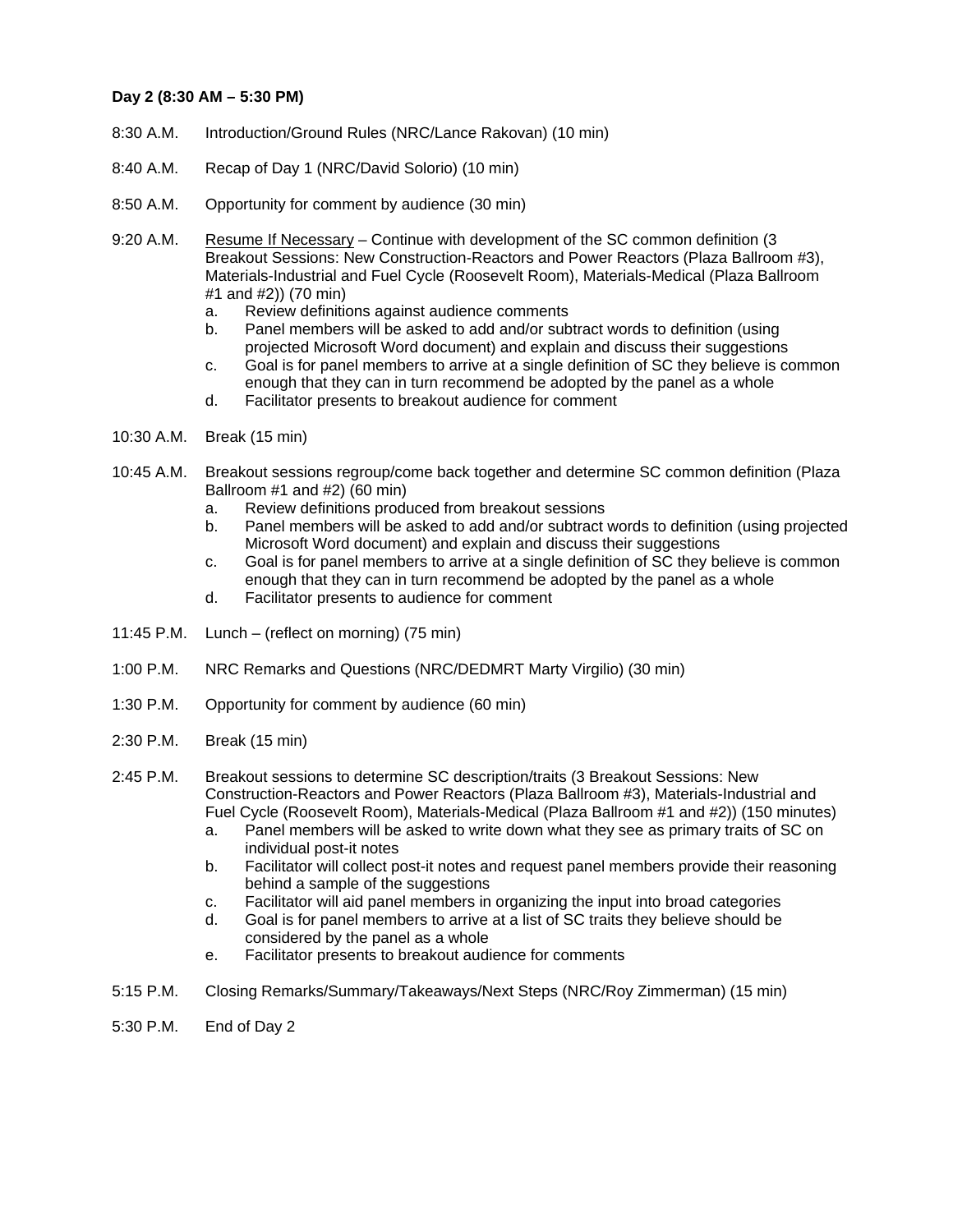**Day 2 (8:30 AM – 5:30 PM)**

8:30 A.M. Introduction/Ground Rules (NRC/Lance Rakovan) (10 min)

8:40 A.M. Recap of Day 1 (NRC/David Solorio) (10 min)

8:50 A.M. Opportunity for comment by audience (30 min)

9:20 A.M. Resume If Necessary – Continue with development of the SC common definition (3 Breakout Sessions: New Construction-Reactors and Power Reactors (Plaza Ballroom #3), Materials-Industrial and Fuel Cycle (Roosevelt Room), Materials-Medical (Plaza Ballroom #1 and #2)) (70 min)

   a. Review definitions against audience comments
   b. Panel members will be asked to add and/or subtract words to definition (using projected Microsoft Word document) and explain and discuss their suggestions
   c. Goal is for panel members to arrive at a single definition of SC they believe is common enough that they can in turn recommend be adopted by the panel as a whole
   d. Facilitator presents to breakout audience for comment

10:30 A.M. Break (15 min)

10:45 A.M. Breakout sessions regroup/come back together and determine SC common definition (Plaza Ballroom #1 and #2) (60 min)

   a. Review definitions produced from breakout sessions
   b. Panel members will be asked to add and/or subtract words to definition (using projected Microsoft Word document) and explain and discuss their suggestions
   c. Goal is for panel members to arrive at a single definition of SC they believe is common enough that they can in turn recommend be adopted by the panel as a whole
   d. Facilitator presents to audience for comment

11:45 P.M. Lunch – (reflect on morning) (75 min)

1:00 P.M. NRC Remarks and Questions (NRC/DEDMRT Marty Virgilio) (30 min)

1:30 P.M. Opportunity for comment by audience (60 min)

2:30 P.M. Break (15 min)

2:45 P.M. Breakout sessions to determine SC description/traits (3 Breakout Sessions: New Construction-Reactors and Power Reactors (Plaza Ballroom #3), Materials-Industrial and Fuel Cycle (Roosevelt Room), Materials-Medical (Plaza Ballroom #1 and #2)) (150 minutes)

   a. Panel members will be asked to write down what they see as primary traits of SC on individual post-it notes
   b. Facilitator will collect post-it notes and request panel members provide their reasoning behind a sample of the suggestions
   c. Facilitator will aid panel members in organizing the input into broad categories
   d. Goal is for panel members to arrive at a list of SC traits they believe should be considered by the panel as a whole
   e. Facilitator presents to breakout audience for comments

5:15 P.M. Closing Remarks/Summary/Takeaways/Next Steps (NRC/Roy Zimmerman) (15 min)

5:30 P.M. End of Day 2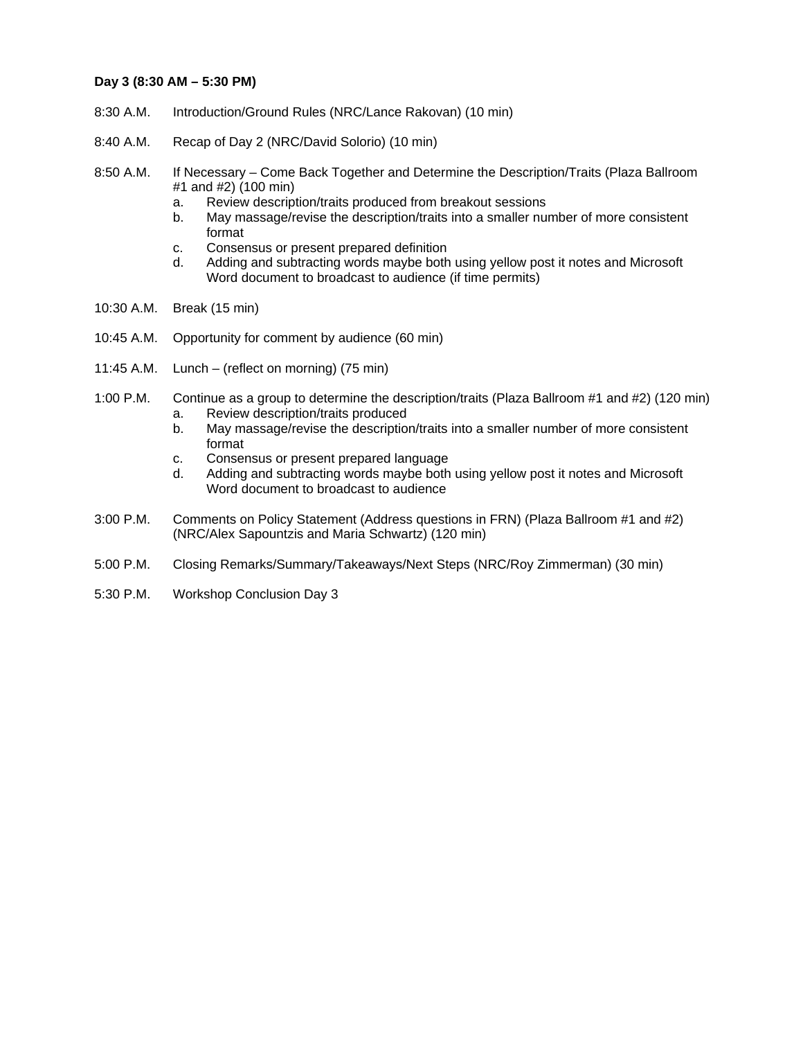**Day 3 (8:30 AM – 5:30 PM)**

8:30 A.M. Introduction/Ground Rules (NRC/Lance Rakovan) (10 min)

8:40 A.M. Recap of Day 2 (NRC/David Solorio) (10 min)

8:50 A.M. If Necessary – Come Back Together and Determine the Description/Traits (Plaza Ballroom #1 and #2) (100 min)

   a. Review description/traits produced from breakout sessions
   b. May massage/revise the description/traits into a smaller number of more consistent format
   c. Consensus or present prepared definition
   d. Adding and subtracting words maybe both using yellow post it notes and Microsoft Word document to broadcast to audience (if time permits)

10:30 A.M. Break (15 min)

10:45 A.M. Opportunity for comment by audience (60 min)

11:45 A.M. Lunch – (reflect on morning) (75 min)

1:00 P.M. Continue as a group to determine the description/traits (Plaza Ballroom #1 and #2) (120 min)

   a. Review description/traits produced
   b. May massage/revise the description/traits into a smaller number of more consistent format
   c. Consensus or present prepared language
   d. Adding and subtracting words maybe both using yellow post it notes and Microsoft Word document to broadcast to audience

3:00 P.M. Comments on Policy Statement (Address questions in FRN) (Plaza Ballroom #1 and #2) (NRC/Alex Sapountzis and Maria Schwartz) (120 min)

5:00 P.M. Closing Remarks/Summary/Takeaways/Next Steps (NRC/Roy Zimmerman) (30 min)

5:30 P.M. Workshop Conclusion Day 3